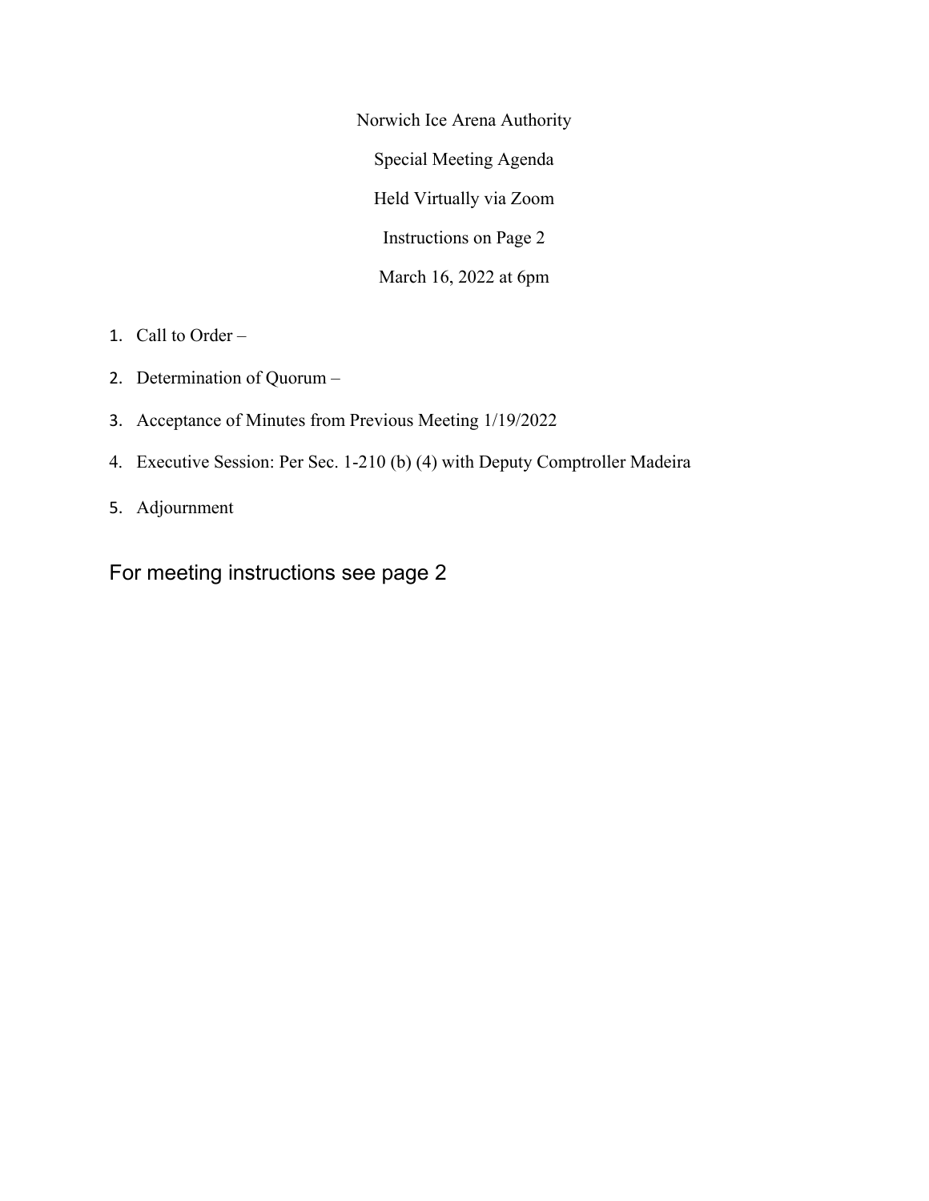Norwich Ice Arena Authority

Special Meeting Agenda

Held Virtually via Zoom

Instructions on Page 2

March 16, 2022 at 6pm

1. Call to Order –
2. Determination of Quorum –
3. Acceptance of Minutes from Previous Meeting 1/19/2022
4. Executive Session: Per Sec. 1-210 (b) (4) with Deputy Comptroller Madeira
5. Adjournment

For meeting instructions see page 2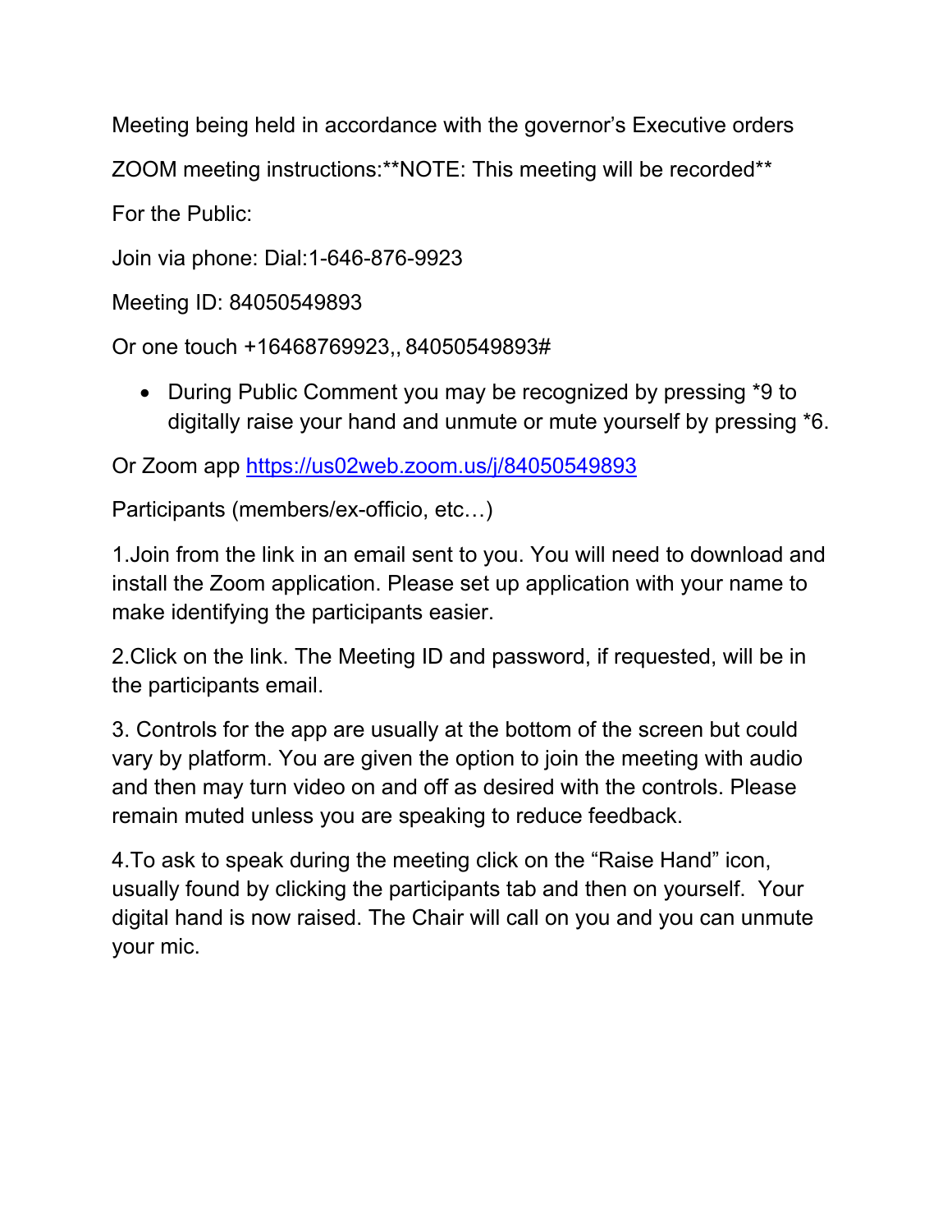Meeting being held in accordance with the governor's Executive orders

ZOOM meeting instructions:**NOTE: This meeting will be recorded**

For the Public:

Join via phone: Dial:1-646-876-9923

Meeting ID: 84050549893

Or one touch +16468769923,, 84050549893#

- During Public Comment you may be recognized by pressing *9 to digitally raise your hand and unmute or mute yourself by pressing *6.

Or Zoom app https://us02web.zoom.us/j/84050549893

Participants (members/ex-officio, etc…)

1.Join from the link in an email sent to you. You will need to download and install the Zoom application. Please set up application with your name to make identifying the participants easier.

2.Click on the link. The Meeting ID and password, if requested, will be in the participants email.

3. Controls for the app are usually at the bottom of the screen but could vary by platform. You are given the option to join the meeting with audio and then may turn video on and off as desired with the controls. Please remain muted unless you are speaking to reduce feedback.

4.To ask to speak during the meeting click on the "Raise Hand" icon, usually found by clicking the participants tab and then on yourself. Your digital hand is now raised. The Chair will call on you and you can unmute your mic.